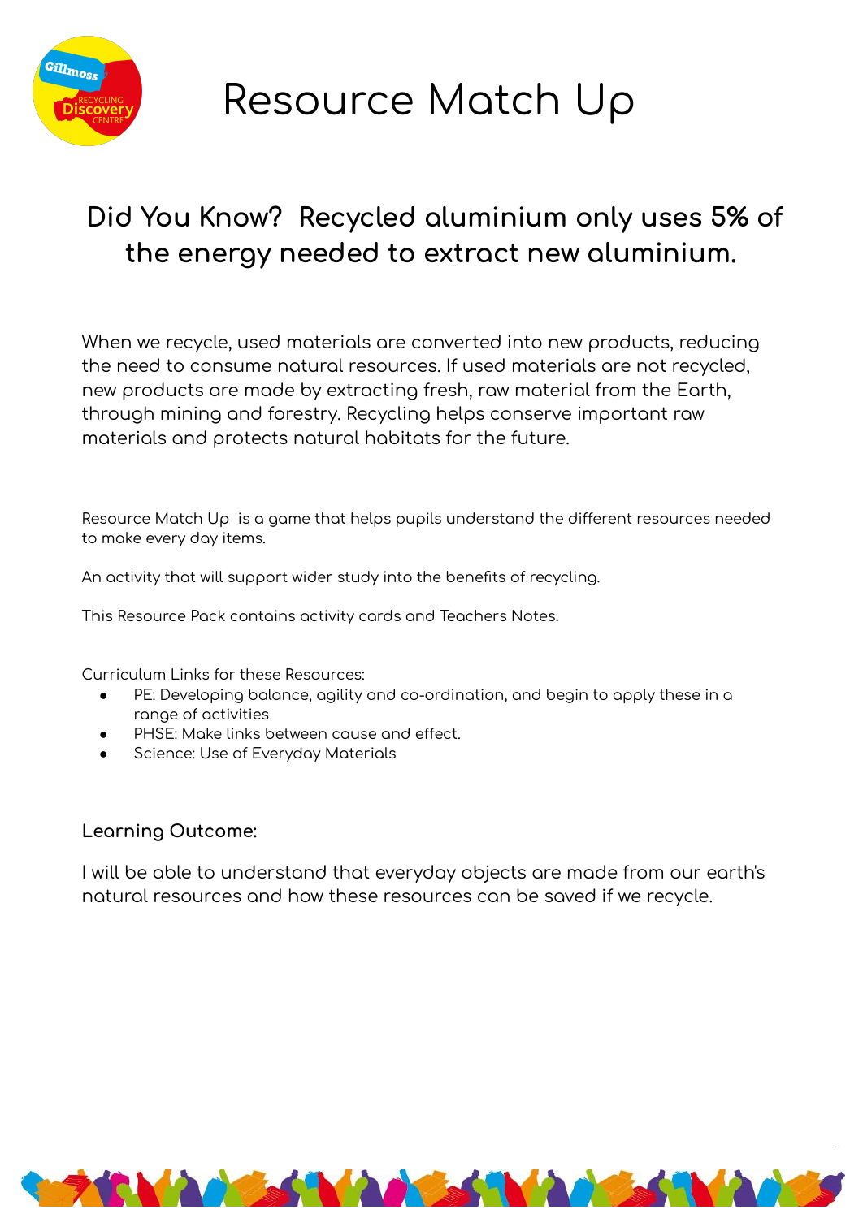# Resource Match Up

## Did You Know? Recycled aluminium only uses **5%** of the energy needed to extract new aluminium.

When we recycle, used materials are converted into new products, reducing the need to consume natural resources. If used materials are not recycled, new products are made by extracting fresh, raw material from the Earth, through mining and forestry. Recycling helps conserve important raw materials and protects natural habitats for the future.

Resource Match Up is a game that helps pupils understand the different resources needed to make every day items.

An activity that will support wider study into the benefits of recycling.

This Resource Pack contains activity cards and Teachers Notes.

Curriculum Links for these Resources:

- PE: Developing balance, agility and co-ordination, and begin to apply these in a range of activities
- PHSE: Make links between cause and effect.
- Science: Use of Everyday Materials

**Learning Outcome:**

I will be able to understand that everyday objects are made from our earth's natural resources and how these resources can be saved if we recycle.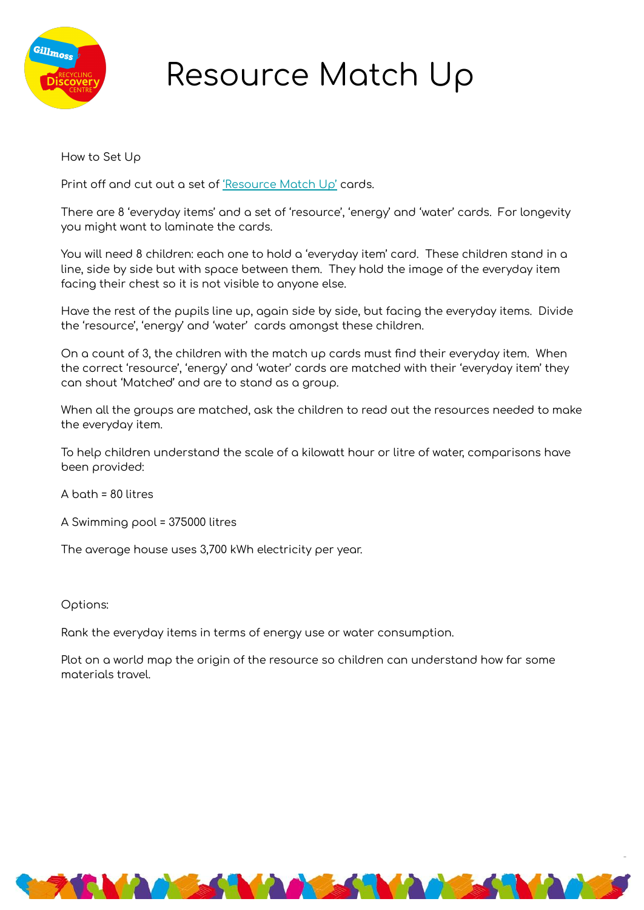# Resource Match Up

How to Set Up

Print off and cut out a set of 'Resource Match Up' cards.

There are 8 'everyday items' and a set of 'resource', 'energy' and 'water' cards. For longevity you might want to laminate the cards.

You will need 8 children: each one to hold a 'everyday item' card. These children stand in a line, side by side but with space between them. They hold the image of the everyday item facing their chest so it is not visible to anyone else.

Have the rest of the pupils line up, again side by side, but facing the everyday items. Divide the 'resource', 'energy' and 'water' cards amongst these children.

On a count of 3, the children with the match up cards must find their everyday item. When the correct 'resource', 'energy' and 'water' cards are matched with their 'everyday item' they can shout 'Matched' and are to stand as a group.

When all the groups are matched, ask the children to read out the resources needed to make the everyday item.

To help children understand the scale of a kilowatt hour or litre of water, comparisons have been provided:

A bath = 80 litres

A Swimming pool = 375000 litres

The average house uses 3,700 kWh electricity per year.

Options:

Rank the everyday items in terms of energy use or water consumption.

Plot on a world map the origin of the resource so children can understand how far some materials travel.